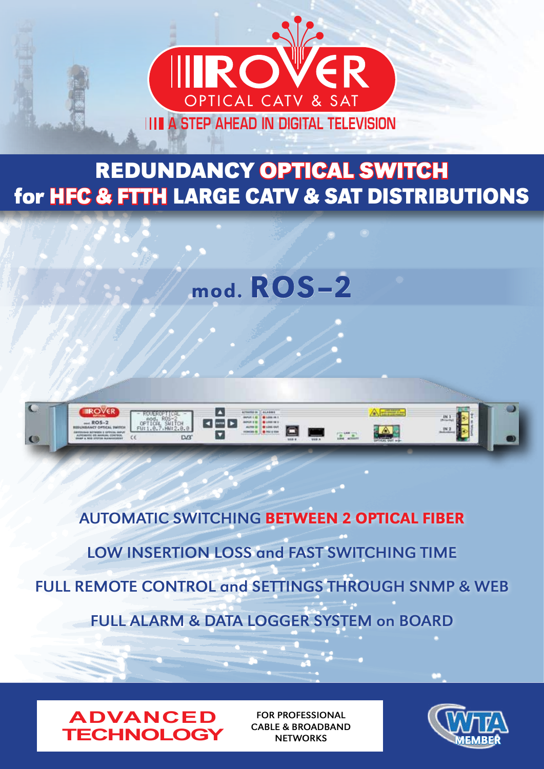# ROVER OPTICAL CATV & SAT

A STEP AHEAD IN DIGITAL TELEVISION

## REDUNDANCY OPTICAL SWITCH for HFC & FTTH LARGE CATV & SAT DISTRIBUTIONS

## mod. ROS-2

AUTOMATIC SWITCHING BETWEEN 2 OPTICAL FIBER

LOW INSERTION LOSS and FAST SWITCHING TIME

FULL REMOTE CONTROL and SETTINGS THROUGH SNMP & WEB

FULL ALARM & DATA LOGGER SYSTEM on BOARD

ADVANCED TECHNOLOGY

FOR PROFESSIONAL CABLE & BROADBAND NETWORKS

WTA MEMBER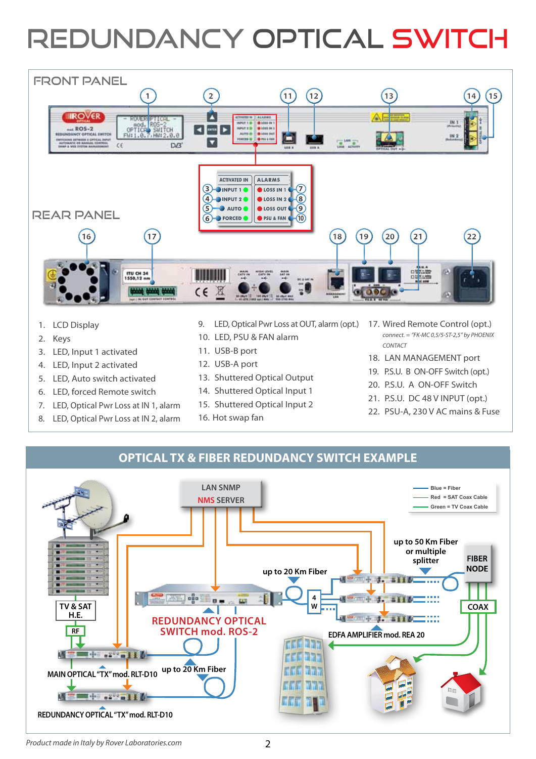# REDUNDANCY OPTICAL SWITCH

## FRONT PANEL

## REAR PANEL

1. LCD Display
2. Keys
3. LED, Input 1 activated
4. LED, Input 2 activated
5. LED, Auto switch activated
6. LED, forced Remote switch
7. LED, Optical Pwr Loss at IN 1, alarm
8. LED, Optical Pwr Loss at IN 2, alarm
9. LED, Optical Pwr Loss at OUT, alarm (opt.)
10. LED, PSU & FAN alarm
11. USB-B port
12. USB-A port
13. Shuttered Optical Output
14. Shuttered Optical Input 1
15. Shuttered Optical Input 2
16. Hot swap fan
17. Wired Remote Control (opt.)
    *connect. = "FK-MC 0,5/5-ST-2,5" by PHOENIX CONTACT*
18. LAN MANAGEMENT port
19. P.S.U. B ON-OFF Switch (opt.)
20. P.S.U. A ON-OFF Switch
21. P.S.U. DC 48 V INPUT (opt.)
22. PSU-A, 230 V AC mains & Fuse

## OPTICAL TX & FIBER REDUNDANCY SWITCH EXAMPLE

LAN SNMP
NMS SERVER

Blue = Fiber
Red = SAT Coax Cable
Green = TV Coax Cable

TV & SAT H.E.

RF

MAIN OPTICAL "TX" mod. RLT-D10

REDUNDANCY OPTICAL "TX" mod. RLT-D10

REDUNDANCY OPTICAL SWITCH mod. ROS-2

up to 20 Km Fiber

up to 20 Km Fiber

4 W

up to 50 Km Fiber or multiple splitter

FIBER NODE

COAX

EDFA AMPLIFIER mod. REA 20

*Product made in Italy by Rover Laboratories.com*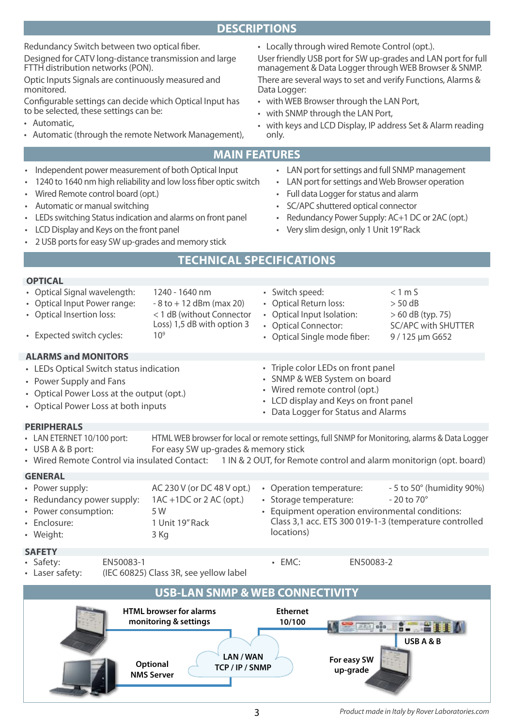## DESCRIPTIONS

Redundancy Switch between two optical fiber.

Designed for CATV long-distance transmission and large FTTH distribution networks (PON).

Optic Inputs Signals are continuously measured and monitored.

Configurable settings can decide which Optical Input has to be selected, these settings can be:

- Automatic,
- Automatic (through the remote Network Management),
- Locally through wired Remote Control (opt.).

User friendly USB port for SW up-grades and LAN port for full management & Data Logger through WEB Browser & SNMP.

There are several ways to set and verify Functions, Alarms & Data Logger:

- with WEB Browser through the LAN Port,
- with SNMP through the LAN Port,
- with keys and LCD Display, IP address Set & Alarm reading only.

## MAIN FEATURES

- Independent power measurement of both Optical Input
- 1240 to 1640 nm high reliability and low loss fiber optic switch
- Wired Remote control board (opt.)
- Automatic or manual switching
- LEDs switching Status indication and alarms on front panel
- LCD Display and Keys on the front panel
- 2 USB ports for easy SW up-grades and memory stick
- LAN port for settings and full SNMP management
- LAN port for settings and Web Browser operation
- Full data Logger for status and alarm
- SC/APC shuttered optical connector
- Redundancy Power Supply: AC+1 DC or 2AC (opt.)
- Very slim design, only 1 Unit 19" Rack

## TECHNICAL SPECIFICATIONS

### OPTICAL

- Optical Signal wavelength: 1240 - 1640 nm
- Optical Input Power range: - 8 to + 12 dBm (max 20)
- Optical Insertion loss: < 1 dB (without Connector Loss) 1,5 dB with option 3
- Expected switch cycles: $10^9$
- Switch speed: < 1 m S
- Optical Return loss: > 50 dB
- Optical Input Isolation: > 60 dB (typ. 75)
- Optical Connector: SC/APC with SHUTTER
- Optical Single mode fiber: 9 / 125 µm G652

### ALARMS and MONITORS

- LEDs Optical Switch status indication
- Power Supply and Fans
- Optical Power Loss at the output (opt.)
- Optical Power Loss at both inputs
- Triple color LEDs on front panel
- SNMP & WEB System on board
- Wired remote control (opt.)
- LCD display and Keys on front panel
- Data Logger for Status and Alarms

### PERIPHERALS

- LAN ETERNET 10/100 port: HTML WEB browser for local or remote settings, full SNMP for Monitoring, alarms & Data Logger
- USB A & B port: For easy SW up-grades & memory stick
- Wired Remote Control via insulated Contact: 1 IN & 2 OUT, for Remote control and alarm monitorign (opt. board)

### GENERAL

- Power supply: AC 230 V (or DC 48 V opt.)
- Redundancy power supply: 1AC +1DC or 2 AC (opt.)
- Power consumption: 5 W
- Enclosure: 1 Unit 19" Rack
- Weight: 3 Kg
- Operation temperature: - 5 to 50° (humidity 90%)
- Storage temperature: - 20 to 70°
- Equipment operation environmental conditions: Class 3,1 acc. ETS 300 019-1-3 (temperature controlled locations)

### SAFETY

- Safety: EN50083-1
- Laser safety: (IEC 60825) Class 3R, see yellow label
- EMC: EN50083-2

## USB-LAN SNMP & WEB CONNECTIVITY

HTML browser for alarms monitoring & settings

Ethernet 10/100

USB A & B

LAN / WAN TCP / IP / SNMP

Optional NMS Server

For easy SW up-grade

*Product made in Italy by Rover Laboratories.com*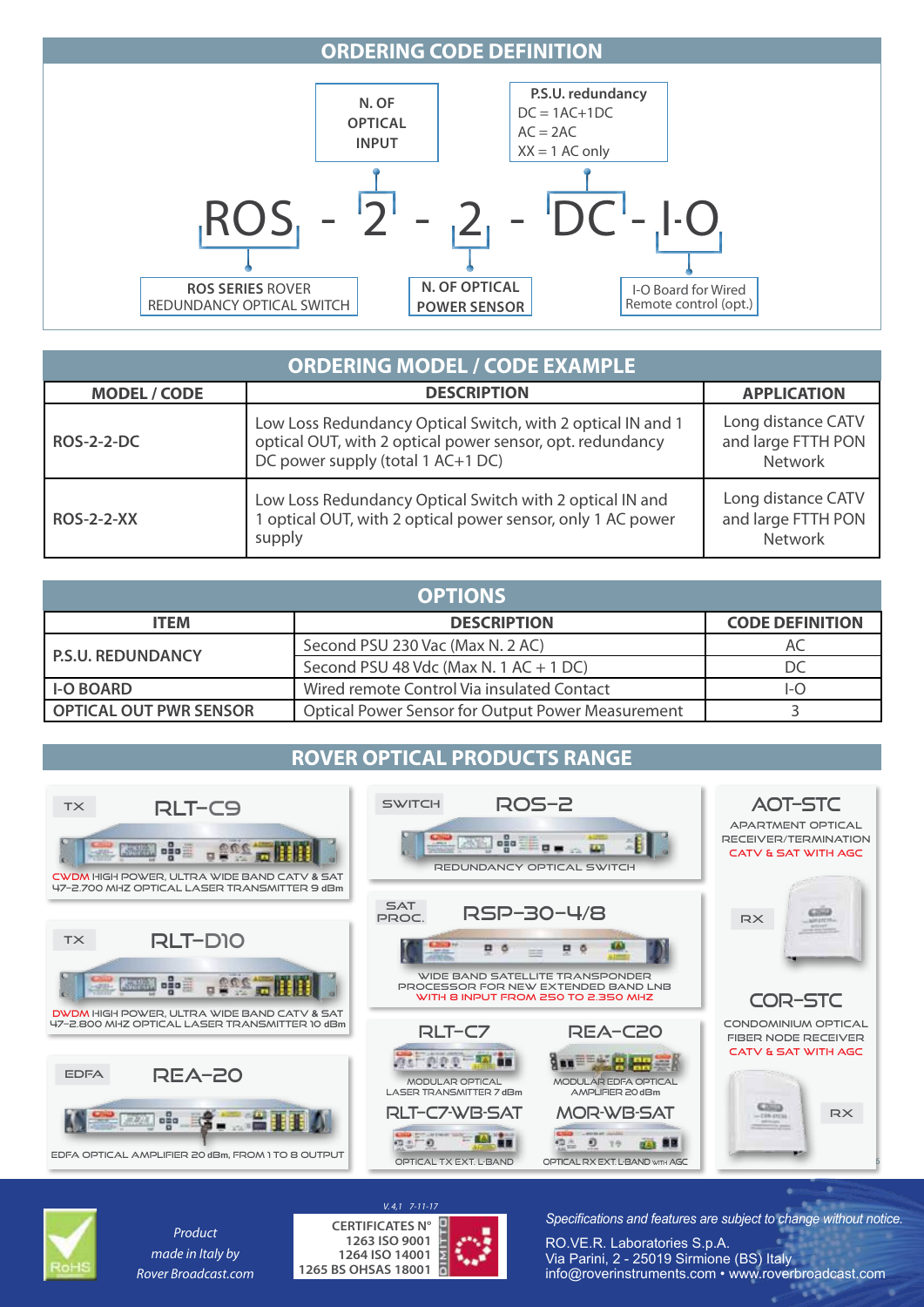## ORDERING CODE DEFINITION

ROS - 2 - 2 - DC - I-O

- **ROS**: ROS SERIES ROVER REDUNDANCY OPTICAL SWITCH
- **2**: N. OF OPTICAL INPUT
- **2**: N. OF OPTICAL POWER SENSOR
- **DC**: P.S.U. redundancy
  - DC = 1AC+1DC
  - AC = 2AC
  - XX = 1 AC only
- **I-O**: I-O Board for Wired Remote control (opt.)

## ORDERING MODEL / CODE EXAMPLE

| MODEL / CODE | DESCRIPTION | APPLICATION |
| --- | --- | --- |
| **ROS-2-2-DC** | Low Loss Redundancy Optical Switch, with 2 optical IN and 1 optical OUT, with 2 optical power sensor, opt. redundancy DC power supply (total 1 AC+1 DC) | Long distance CATV and large FTTH PON Network |
| **ROS-2-2-XX** | Low Loss Redundancy Optical Switch with 2 optical IN and 1 optical OUT, with 2 optical power sensor, only 1 AC power supply | Long distance CATV and large FTTH PON Network |

## OPTIONS

| ITEM | DESCRIPTION | CODE DEFINITION |
| --- | --- | --- |
| **P.S.U. REDUNDANCY** | Second PSU 230 Vac (Max N. 2 AC) | AC |
| | Second PSU 48 Vdc (Max N. 1 AC + 1 DC) | DC |
| **I-O BOARD** | Wired remote Control Via insulated Contact | I-O |
| **OPTICAL OUT PWR SENSOR** | Optical Power Sensor for Output Power Measurement | 3 |

## ROVER OPTICAL PRODUCTS RANGE

TX **RLT-C9**
CWDM HIGH POWER, ULTRA WIDE BAND CATV & SAT 47-2.700 MHZ OPTICAL LASER TRANSMITTER 9 dBm

TX **RLT-D10**
DWDM HIGH POWER, ULTRA WIDE BAND CATV & SAT 47-2.800 MHZ OPTICAL LASER TRANSMITTER 10 dBm

EDFA **REA-20**
EDFA OPTICAL AMPLIFIER 20 dBm, FROM 1 TO 8 OUTPUT

SWITCH **ROS-2**
REDUNDANCY OPTICAL SWITCH

SAT PROC. **RSP-30-4/8**
WIDE BAND SATELLITE TRANSPONDER PROCESSOR FOR NEW EXTENDED BAND LNB WITH 8 INPUT FROM 250 TO 2.350 MHZ

**RLT-C7**
MODULAR OPTICAL LASER TRANSMITTER 7 dBm

**REA-C20**
MODULAR EDFA OPTICAL AMPLIFIER 20 dBm

**RLT-C7-WB-SAT**
OPTICAL TX EXT. L-BAND

**MOR-WB-SAT**
OPTICAL RX EXT. L-BAND WITH AGC

**AOT-STC**
APARTMENT OPTICAL RECEIVER/TERMINATION CATV & SAT WITH AGC
RX

**COR-STC**
CONDOMINIUM OPTICAL FIBER NODE RECEIVER CATV & SAT WITH AGC
RX

---

RoHS

*Product made in Italy by Rover Broadcast.com*

V. 4,1 7-11-17

CERTIFICATES N°
1263 ISO 9001
1264 ISO 14001
1265 BS OHSAS 18001

*Specifications and features are subject to change without notice.*

RO.VE.R. Laboratories S.p.A.
Via Parini, 2 - 25019 Sirmione (BS) Italy
info@roverinstruments.com • www.roverbroadcast.com